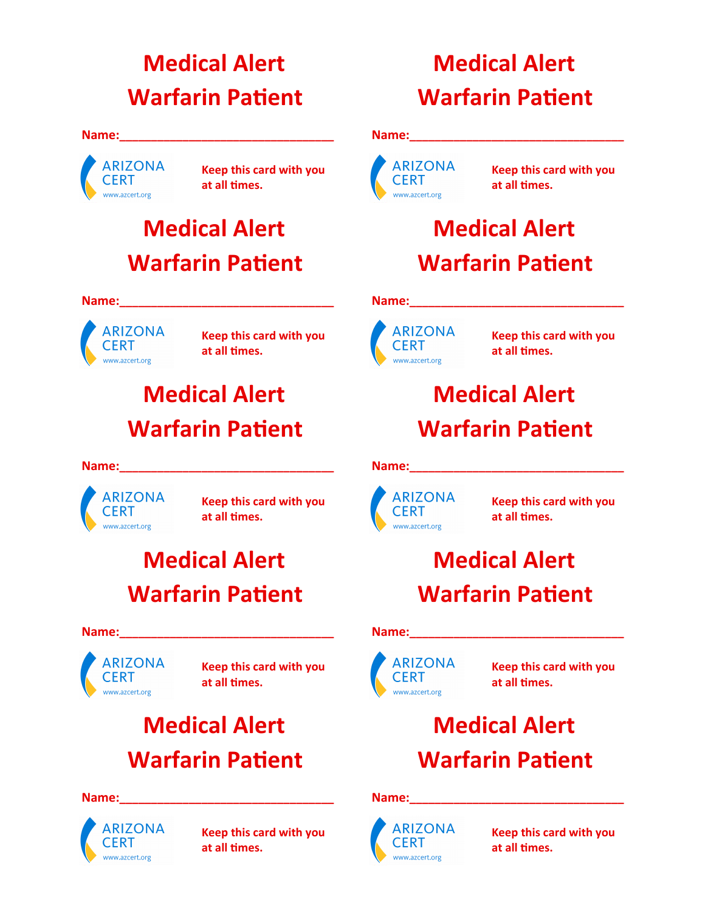# Medical Alert
# Warfarin Patient

**Name:**_______________________________

ARIZONA CERT
www.azcert.org

**Keep this card with you at all times.**

# Medical Alert
# Warfarin Patient

**Name:**_______________________________

ARIZONA CERT
www.azcert.org

**Keep this card with you at all times.**

# Medical Alert
# Warfarin Patient

**Name:**_______________________________

ARIZONA CERT
www.azcert.org

**Keep this card with you at all times.**

# Medical Alert
# Warfarin Patient

**Name:**_______________________________

ARIZONA CERT
www.azcert.org

**Keep this card with you at all times.**

# Medical Alert
# Warfarin Patient

**Name:**_______________________________

ARIZONA CERT
www.azcert.org

**Keep this card with you at all times.**

# Medical Alert
# Warfarin Patient

**Name:**_______________________________

ARIZONA CERT
www.azcert.org

**Keep this card with you at all times.**

# Medical Alert
# Warfarin Patient

**Name:**_______________________________

ARIZONA CERT
www.azcert.org

**Keep this card with you at all times.**

# Medical Alert
# Warfarin Patient

**Name:**_______________________________

ARIZONA CERT
www.azcert.org

**Keep this card with you at all times.**

# Medical Alert
# Warfarin Patient

**Name:**_______________________________

ARIZONA CERT
www.azcert.org

**Keep this card with you at all times.**

# Medical Alert
# Warfarin Patient

**Name:**_______________________________

ARIZONA CERT
www.azcert.org

**Keep this card with you at all times.**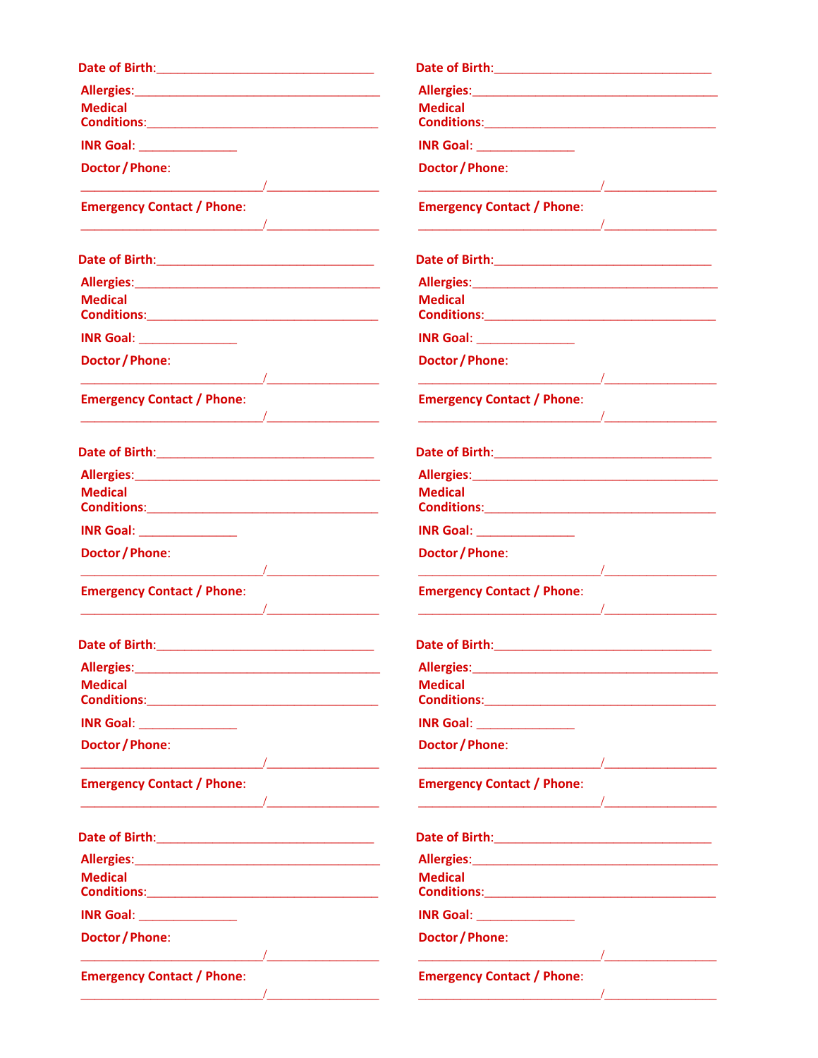**Date of Birth:**________________________________

**Allergies:**____________________________________

**Medical Conditions:**____________________________________

**INR Goal:** ______________

**Doctor / Phone:**

___________________________/_________________

**Emergency Contact / Phone:**

___________________________/_________________

**Date of Birth:**________________________________

**Allergies:**____________________________________

**Medical Conditions:**____________________________________

**INR Goal:** ______________

**Doctor / Phone:**

___________________________/_________________

**Emergency Contact / Phone:**

___________________________/_________________

**Date of Birth:**________________________________

**Allergies:**____________________________________

**Medical Conditions:**____________________________________

**INR Goal:** ______________

**Doctor / Phone:**

___________________________/_________________

**Emergency Contact / Phone:**

___________________________/_________________

**Date of Birth:**________________________________

**Allergies:**____________________________________

**Medical Conditions:**____________________________________

**INR Goal:** ______________

**Doctor / Phone:**

___________________________/_________________

**Emergency Contact / Phone:**

___________________________/_________________

**Date of Birth:**________________________________

**Allergies:**____________________________________

**Medical Conditions:**____________________________________

**INR Goal:** ______________

**Doctor / Phone:**

___________________________/_________________

**Emergency Contact / Phone:**

___________________________/_________________

**Date of Birth:**________________________________

**Allergies:**____________________________________

**Medical Conditions:**____________________________________

**INR Goal:** ______________

**Doctor / Phone:**

___________________________/_________________

**Emergency Contact / Phone:**

___________________________/_________________

**Date of Birth:**________________________________

**Allergies:**____________________________________

**Medical Conditions:**____________________________________

**INR Goal:** ______________

**Doctor / Phone:**

___________________________/_________________

**Emergency Contact / Phone:**

___________________________/_________________

**Date of Birth:**________________________________

**Allergies:**____________________________________

**Medical Conditions:**____________________________________

**INR Goal:** ______________

**Doctor / Phone:**

___________________________/_________________

**Emergency Contact / Phone:**

___________________________/_________________

**Date of Birth:**________________________________

**Allergies:**____________________________________

**Medical Conditions:**____________________________________

**INR Goal:** ______________

**Doctor / Phone:**

___________________________/_________________

**Emergency Contact / Phone:**

___________________________/_________________

**Date of Birth:**________________________________

**Allergies:**____________________________________

**Medical Conditions:**____________________________________

**INR Goal:** ______________

**Doctor / Phone:**

___________________________/_________________

**Emergency Contact / Phone:**

___________________________/_________________